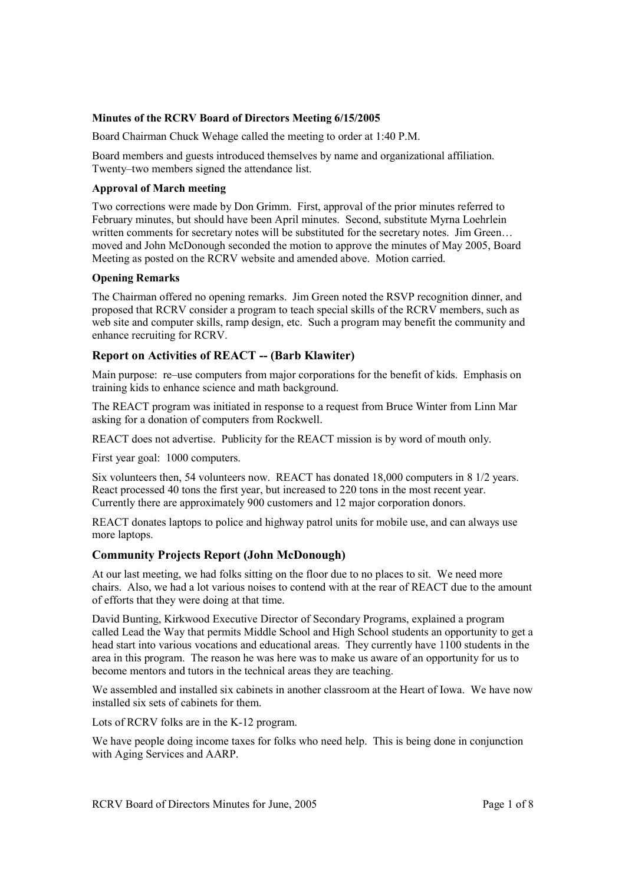**Minutes of the RCRV Board of Directors Meeting 6/15/2005**

Board Chairman Chuck Wehage called the meeting to order at 1:40 P.M.

Board members and guests introduced themselves by name and organizational affiliation. Twenty–two members signed the attendance list.

**Approval of March meeting**

Two corrections were made by Don Grimm. First, approval of the prior minutes referred to February minutes, but should have been April minutes. Second, substitute Myrna Loehrlein written comments for secretary notes will be substituted for the secretary notes. Jim Green… moved and John McDonough seconded the motion to approve the minutes of May 2005, Board Meeting as posted on the RCRV website and amended above. Motion carried.

**Opening Remarks**

The Chairman offered no opening remarks. Jim Green noted the RSVP recognition dinner, and proposed that RCRV consider a program to teach special skills of the RCRV members, such as web site and computer skills, ramp design, etc. Such a program may benefit the community and enhance recruiting for RCRV.

## Report on Activities of REACT -- (Barb Klawiter)

Main purpose: re–use computers from major corporations for the benefit of kids. Emphasis on training kids to enhance science and math background.

The REACT program was initiated in response to a request from Bruce Winter from Linn Mar asking for a donation of computers from Rockwell.

REACT does not advertise. Publicity for the REACT mission is by word of mouth only.

First year goal: 1000 computers.

Six volunteers then, 54 volunteers now. REACT has donated 18,000 computers in 8 1/2 years. React processed 40 tons the first year, but increased to 220 tons in the most recent year. Currently there are approximately 900 customers and 12 major corporation donors.

REACT donates laptops to police and highway patrol units for mobile use, and can always use more laptops.

## Community Projects Report (John McDonough)

At our last meeting, we had folks sitting on the floor due to no places to sit. We need more chairs. Also, we had a lot various noises to contend with at the rear of REACT due to the amount of efforts that they were doing at that time.

David Bunting, Kirkwood Executive Director of Secondary Programs, explained a program called Lead the Way that permits Middle School and High School students an opportunity to get a head start into various vocations and educational areas. They currently have 1100 students in the area in this program. The reason he was here was to make us aware of an opportunity for us to become mentors and tutors in the technical areas they are teaching.

We assembled and installed six cabinets in another classroom at the Heart of Iowa. We have now installed six sets of cabinets for them.

Lots of RCRV folks are in the K-12 program.

We have people doing income taxes for folks who need help. This is being done in conjunction with Aging Services and AARP.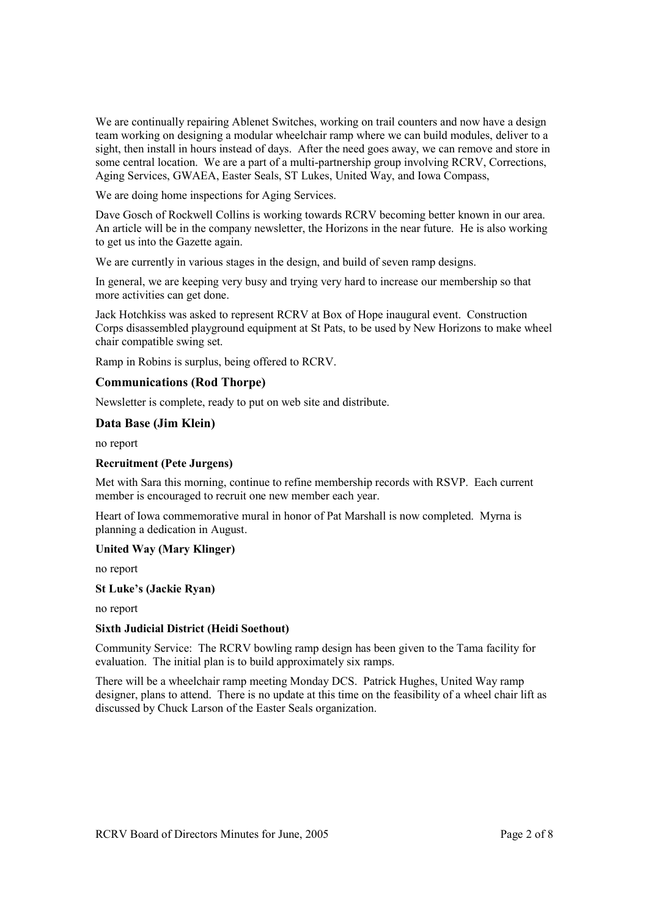We are continually repairing Ablenet Switches, working on trail counters and now have a design team working on designing a modular wheelchair ramp where we can build modules, deliver to a sight, then install in hours instead of days. After the need goes away, we can remove and store in some central location. We are a part of a multi-partnership group involving RCRV, Corrections, Aging Services, GWAEA, Easter Seals, ST Lukes, United Way, and Iowa Compass,

We are doing home inspections for Aging Services.

Dave Gosch of Rockwell Collins is working towards RCRV becoming better known in our area. An article will be in the company newsletter, the Horizons in the near future. He is also working to get us into the Gazette again.

We are currently in various stages in the design, and build of seven ramp designs.

In general, we are keeping very busy and trying very hard to increase our membership so that more activities can get done.

Jack Hotchkiss was asked to represent RCRV at Box of Hope inaugural event. Construction Corps disassembled playground equipment at St Pats, to be used by New Horizons to make wheel chair compatible swing set.

Ramp in Robins is surplus, being offered to RCRV.

### Communications (Rod Thorpe)

Newsletter is complete, ready to put on web site and distribute.

### Data Base (Jim Klein)

no report

#### Recruitment (Pete Jurgens)

Met with Sara this morning, continue to refine membership records with RSVP. Each current member is encouraged to recruit one new member each year.

Heart of Iowa commemorative mural in honor of Pat Marshall is now completed. Myrna is planning a dedication in August.

#### United Way (Mary Klinger)

no report

#### St Luke's (Jackie Ryan)

no report

#### Sixth Judicial District (Heidi Soethout)

Community Service: The RCRV bowling ramp design has been given to the Tama facility for evaluation. The initial plan is to build approximately six ramps.

There will be a wheelchair ramp meeting Monday DCS. Patrick Hughes, United Way ramp designer, plans to attend. There is no update at this time on the feasibility of a wheel chair lift as discussed by Chuck Larson of the Easter Seals organization.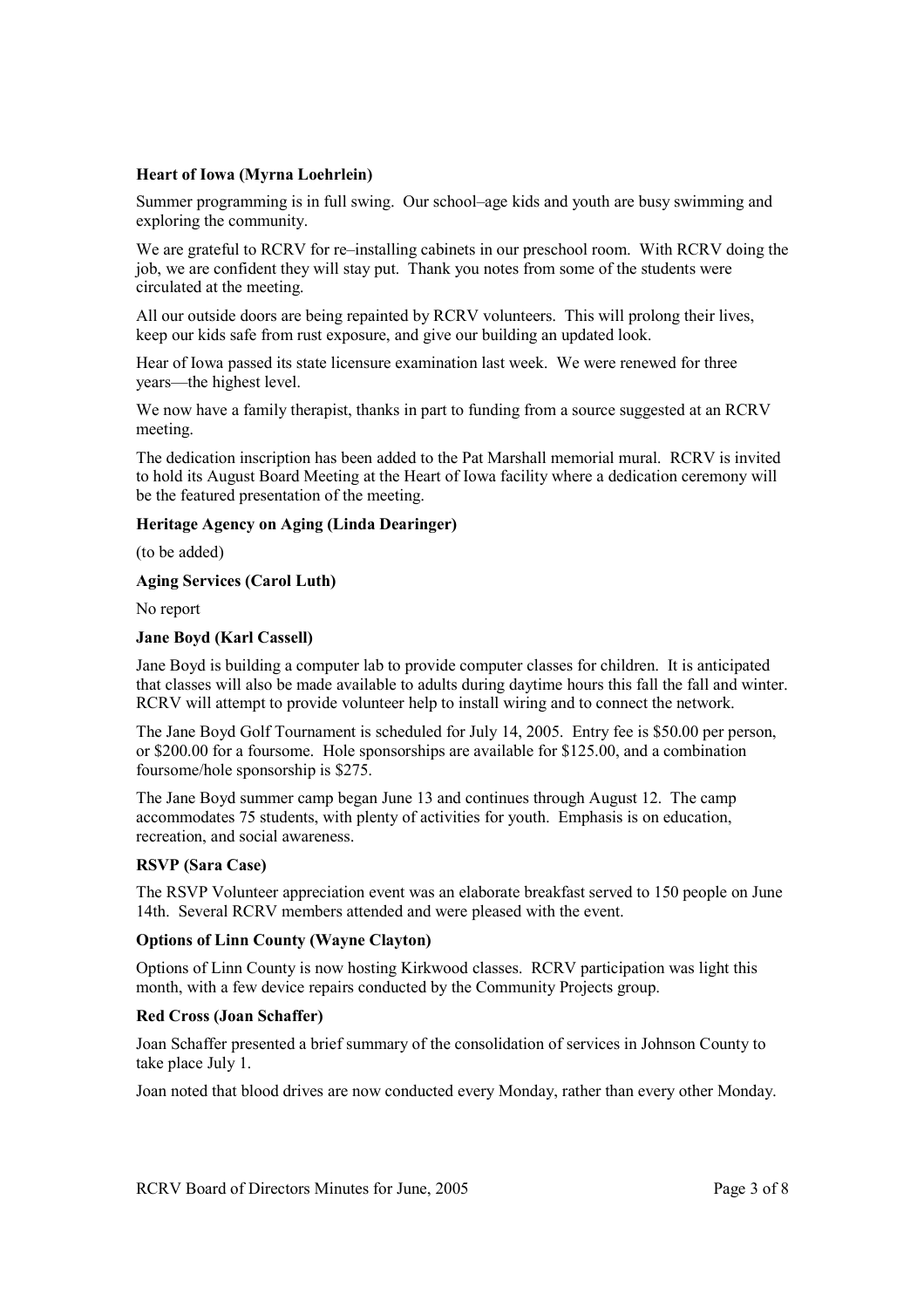**Heart of Iowa (Myrna Loehrlein)**

Summer programming is in full swing. Our school–age kids and youth are busy swimming and exploring the community.

We are grateful to RCRV for re–installing cabinets in our preschool room. With RCRV doing the job, we are confident they will stay put. Thank you notes from some of the students were circulated at the meeting.

All our outside doors are being repainted by RCRV volunteers. This will prolong their lives, keep our kids safe from rust exposure, and give our building an updated look.

Hear of Iowa passed its state licensure examination last week. We were renewed for three years—the highest level.

We now have a family therapist, thanks in part to funding from a source suggested at an RCRV meeting.

The dedication inscription has been added to the Pat Marshall memorial mural. RCRV is invited to hold its August Board Meeting at the Heart of Iowa facility where a dedication ceremony will be the featured presentation of the meeting.

**Heritage Agency on Aging (Linda Dearinger)**

(to be added)

**Aging Services (Carol Luth)**

No report

**Jane Boyd (Karl Cassell)**

Jane Boyd is building a computer lab to provide computer classes for children. It is anticipated that classes will also be made available to adults during daytime hours this fall the fall and winter. RCRV will attempt to provide volunteer help to install wiring and to connect the network.

The Jane Boyd Golf Tournament is scheduled for July 14, 2005. Entry fee is $50.00 per person, or $200.00 for a foursome. Hole sponsorships are available for $125.00, and a combination foursome/hole sponsorship is $275.

The Jane Boyd summer camp began June 13 and continues through August 12. The camp accommodates 75 students, with plenty of activities for youth. Emphasis is on education, recreation, and social awareness.

**RSVP (Sara Case)**

The RSVP Volunteer appreciation event was an elaborate breakfast served to 150 people on June 14th. Several RCRV members attended and were pleased with the event.

**Options of Linn County (Wayne Clayton)**

Options of Linn County is now hosting Kirkwood classes. RCRV participation was light this month, with a few device repairs conducted by the Community Projects group.

**Red Cross (Joan Schaffer)**

Joan Schaffer presented a brief summary of the consolidation of services in Johnson County to take place July 1.

Joan noted that blood drives are now conducted every Monday, rather than every other Monday.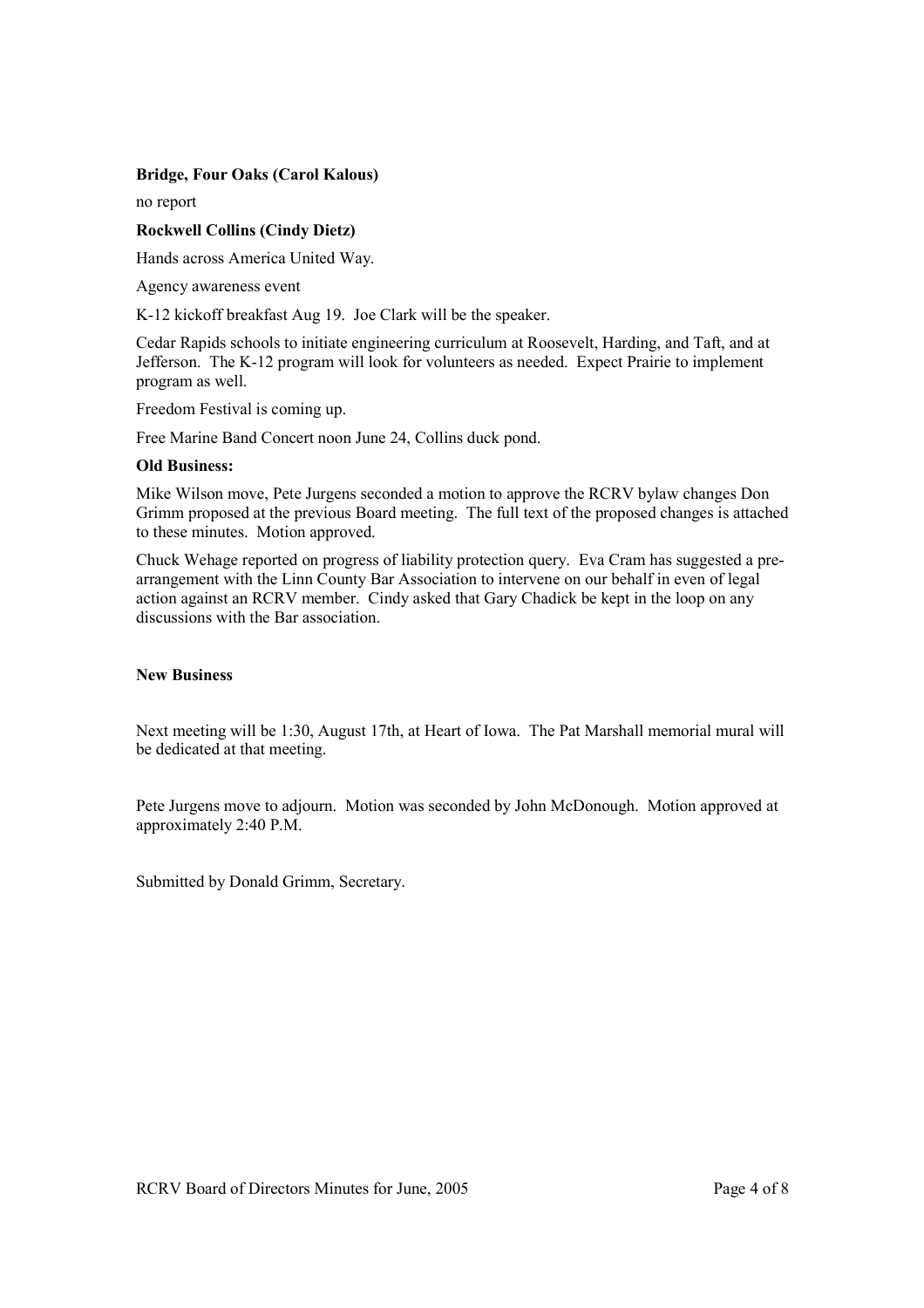**Bridge, Four Oaks (Carol Kalous)**

no report

**Rockwell Collins (Cindy Dietz)**

Hands across America United Way.

Agency awareness event

K-12 kickoff breakfast Aug 19. Joe Clark will be the speaker.

Cedar Rapids schools to initiate engineering curriculum at Roosevelt, Harding, and Taft, and at Jefferson. The K-12 program will look for volunteers as needed. Expect Prairie to implement program as well.

Freedom Festival is coming up.

Free Marine Band Concert noon June 24, Collins duck pond.

**Old Business:**

Mike Wilson move, Pete Jurgens seconded a motion to approve the RCRV bylaw changes Don Grimm proposed at the previous Board meeting. The full text of the proposed changes is attached to these minutes. Motion approved.

Chuck Wehage reported on progress of liability protection query. Eva Cram has suggested a pre-arrangement with the Linn County Bar Association to intervene on our behalf in even of legal action against an RCRV member. Cindy asked that Gary Chadick be kept in the loop on any discussions with the Bar association.

**New Business**

Next meeting will be 1:30, August 17th, at Heart of Iowa. The Pat Marshall memorial mural will be dedicated at that meeting.

Pete Jurgens move to adjourn. Motion was seconded by John McDonough. Motion approved at approximately 2:40 P.M.

Submitted by Donald Grimm, Secretary.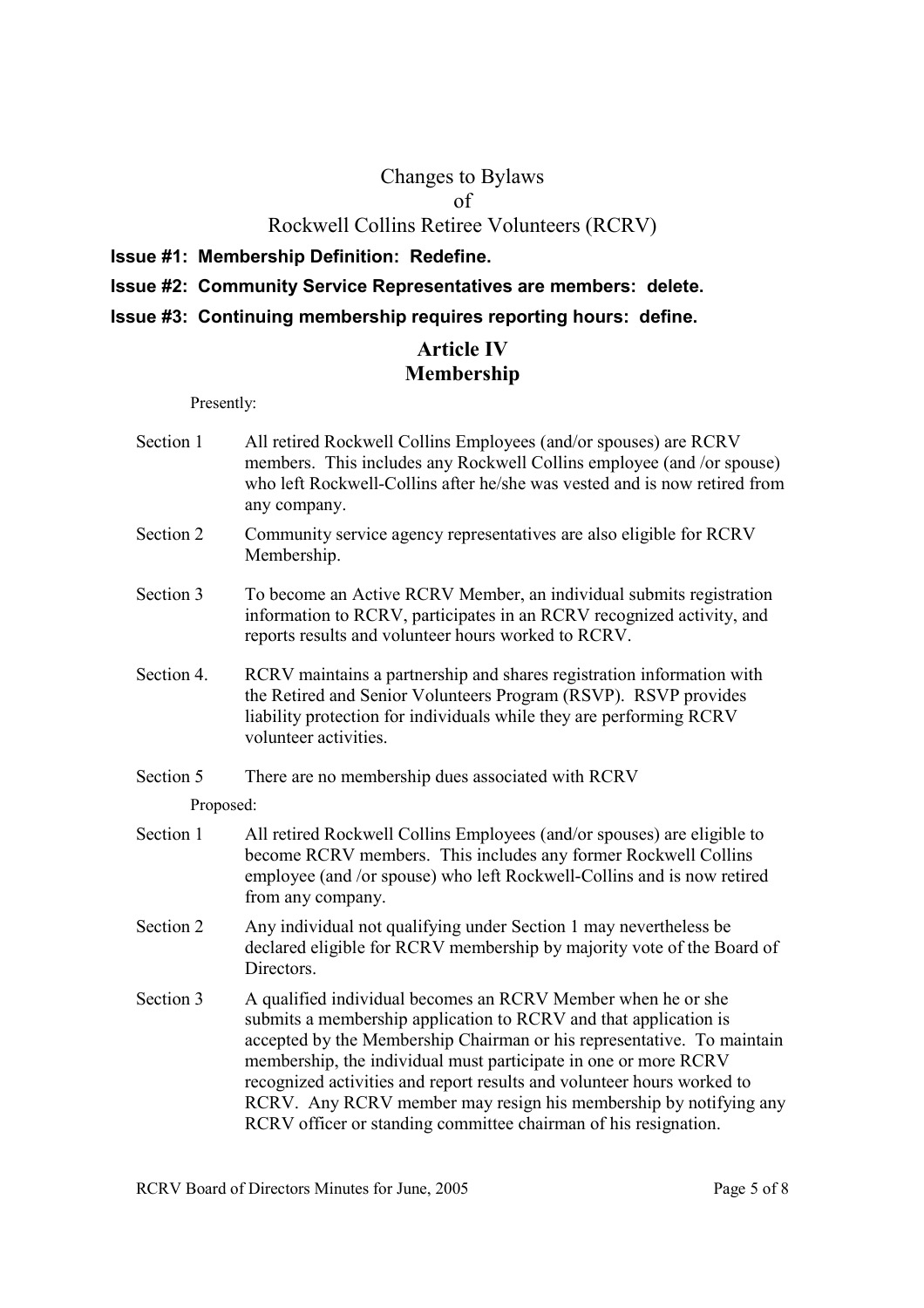# Changes to Bylaws of Rockwell Collins Retiree Volunteers (RCRV)

**Issue #1: Membership Definition: Redefine.**

**Issue #2: Community Service Representatives are members: delete.**

**Issue #3: Continuing membership requires reporting hours: define.**

## Article IV
## Membership

Presently:

Section 1 All retired Rockwell Collins Employees (and/or spouses) are RCRV members. This includes any Rockwell Collins employee (and /or spouse) who left Rockwell-Collins after he/she was vested and is now retired from any company.

Section 2 Community service agency representatives are also eligible for RCRV Membership.

Section 3 To become an Active RCRV Member, an individual submits registration information to RCRV, participates in an RCRV recognized activity, and reports results and volunteer hours worked to RCRV.

Section 4. RCRV maintains a partnership and shares registration information with the Retired and Senior Volunteers Program (RSVP). RSVP provides liability protection for individuals while they are performing RCRV volunteer activities.

Section 5 There are no membership dues associated with RCRV

Proposed:

Section 1 All retired Rockwell Collins Employees (and/or spouses) are eligible to become RCRV members. This includes any former Rockwell Collins employee (and /or spouse) who left Rockwell-Collins and is now retired from any company.

Section 2 Any individual not qualifying under Section 1 may nevertheless be declared eligible for RCRV membership by majority vote of the Board of Directors.

Section 3 A qualified individual becomes an RCRV Member when he or she submits a membership application to RCRV and that application is accepted by the Membership Chairman or his representative. To maintain membership, the individual must participate in one or more RCRV recognized activities and report results and volunteer hours worked to RCRV. Any RCRV member may resign his membership by notifying any RCRV officer or standing committee chairman of his resignation.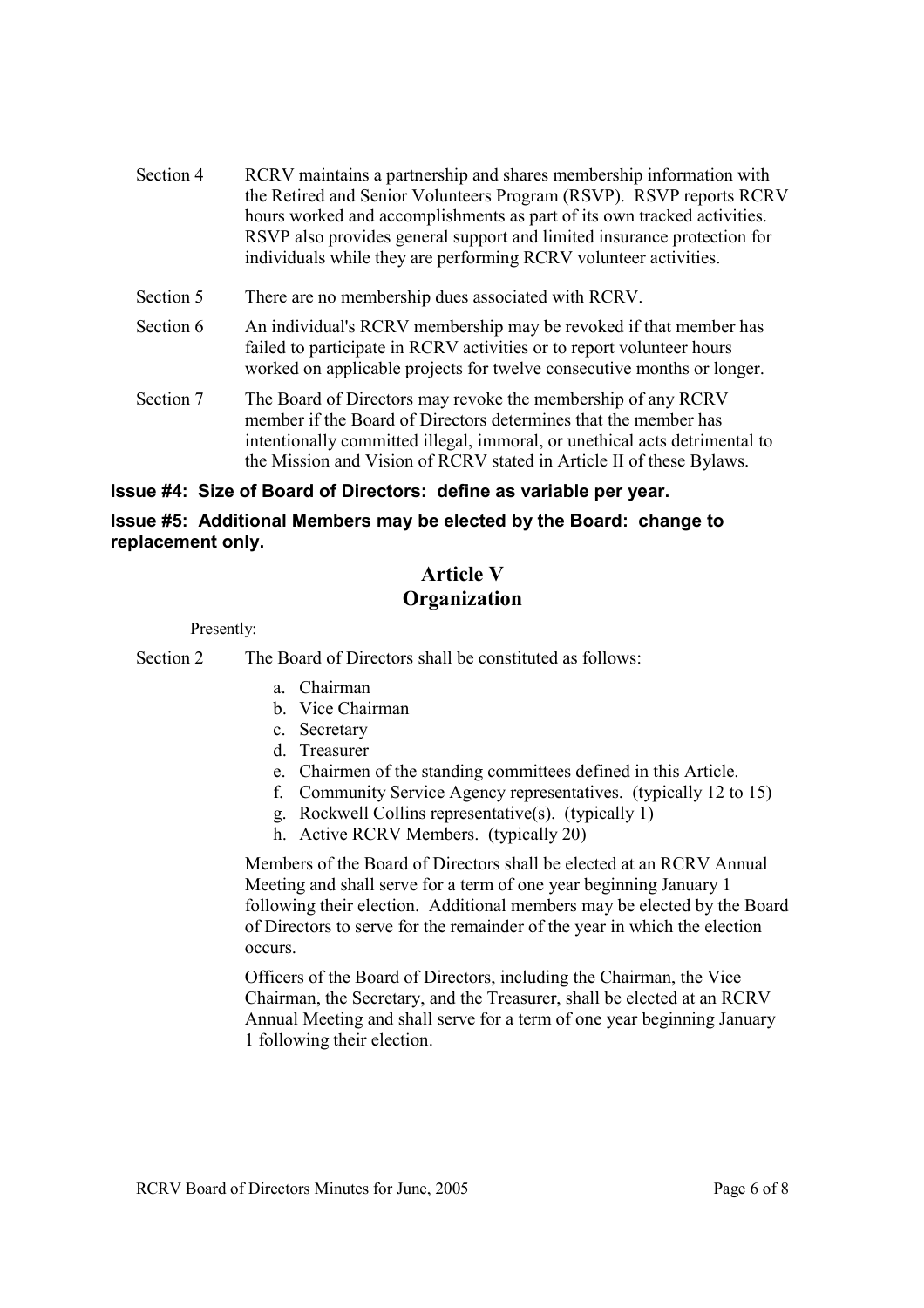Section 4 RCRV maintains a partnership and shares membership information with the Retired and Senior Volunteers Program (RSVP). RSVP reports RCRV hours worked and accomplishments as part of its own tracked activities. RSVP also provides general support and limited insurance protection for individuals while they are performing RCRV volunteer activities.

Section 5 There are no membership dues associated with RCRV.

Section 6 An individual's RCRV membership may be revoked if that member has failed to participate in RCRV activities or to report volunteer hours worked on applicable projects for twelve consecutive months or longer.

Section 7 The Board of Directors may revoke the membership of any RCRV member if the Board of Directors determines that the member has intentionally committed illegal, immoral, or unethical acts detrimental to the Mission and Vision of RCRV stated in Article II of these Bylaws.

**Issue #4: Size of Board of Directors: define as variable per year.**

**Issue #5: Additional Members may be elected by the Board: change to replacement only.**

## Article V
## Organization

Presently:

Section 2 The Board of Directors shall be constituted as follows:

a. Chairman
b. Vice Chairman
c. Secretary
d. Treasurer
e. Chairmen of the standing committees defined in this Article.
f. Community Service Agency representatives. (typically 12 to 15)
g. Rockwell Collins representative(s). (typically 1)
h. Active RCRV Members. (typically 20)

Members of the Board of Directors shall be elected at an RCRV Annual Meeting and shall serve for a term of one year beginning January 1 following their election. Additional members may be elected by the Board of Directors to serve for the remainder of the year in which the election occurs.

Officers of the Board of Directors, including the Chairman, the Vice Chairman, the Secretary, and the Treasurer, shall be elected at an RCRV Annual Meeting and shall serve for a term of one year beginning January 1 following their election.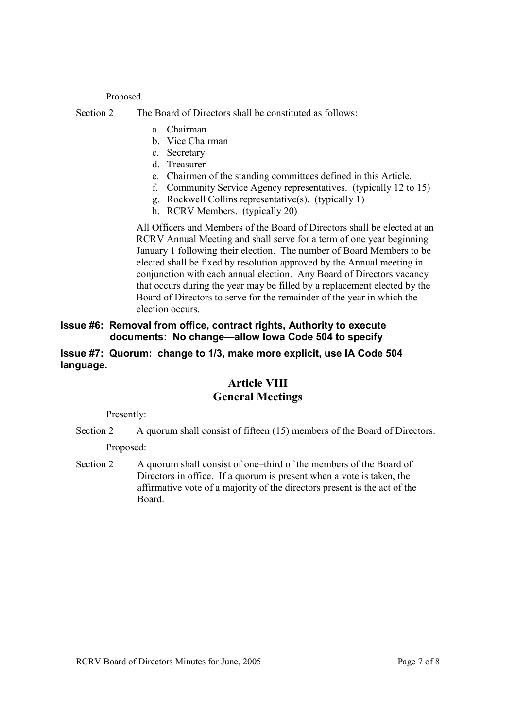Proposed.

Section 2 The Board of Directors shall be constituted as follows:

a. Chairman
b. Vice Chairman
c. Secretary
d. Treasurer
e. Chairmen of the standing committees defined in this Article.
f. Community Service Agency representatives. (typically 12 to 15)
g. Rockwell Collins representative(s). (typically 1)
h. RCRV Members. (typically 20)

All Officers and Members of the Board of Directors shall be elected at an RCRV Annual Meeting and shall serve for a term of one year beginning January 1 following their election. The number of Board Members to be elected shall be fixed by resolution approved by the Annual meeting in conjunction with each annual election. Any Board of Directors vacancy that occurs during the year may be filled by a replacement elected by the Board of Directors to serve for the remainder of the year in which the election occurs.

**Issue #6: Removal from office, contract rights, Authority to execute documents: No change—allow Iowa Code 504 to specify**

**Issue #7: Quorum: change to 1/3, make more explicit, use IA Code 504 language.**

## Article VIII
## General Meetings

Presently:

Section 2 A quorum shall consist of fifteen (15) members of the Board of Directors.

Proposed:

Section 2 A quorum shall consist of one–third of the members of the Board of Directors in office. If a quorum is present when a vote is taken, the affirmative vote of a majority of the directors present is the act of the Board.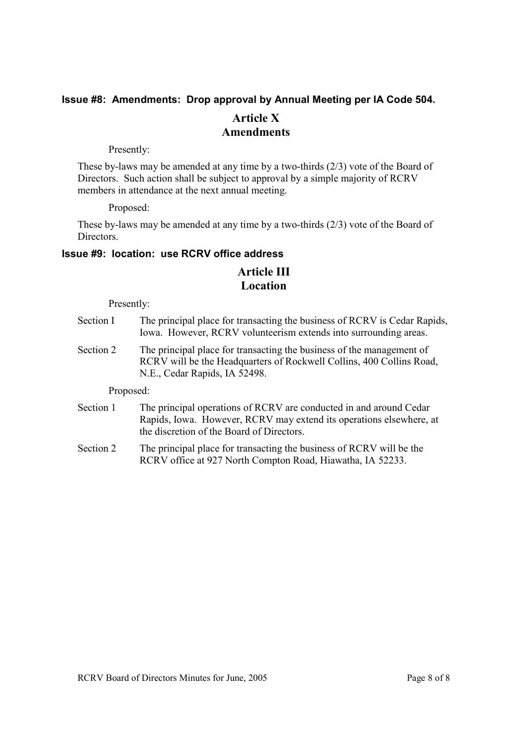### Issue #8: Amendments: Drop approval by Annual Meeting per IA Code 504.

## Article X
## Amendments

Presently:

These by-laws may be amended at any time by a two-thirds (2/3) vote of the Board of Directors. Such action shall be subject to approval by a simple majority of RCRV members in attendance at the next annual meeting.

Proposed:

These by-laws may be amended at any time by a two-thirds (2/3) vote of the Board of Directors.

### Issue #9: location: use RCRV office address

## Article III
## Location

Presently:

Section I The principal place for transacting the business of RCRV is Cedar Rapids, Iowa. However, RCRV volunteerism extends into surrounding areas.

Section 2 The principal place for transacting the business of the management of RCRV will be the Headquarters of Rockwell Collins, 400 Collins Road, N.E., Cedar Rapids, IA 52498.

Proposed:

Section 1 The principal operations of RCRV are conducted in and around Cedar Rapids, Iowa. However, RCRV may extend its operations elsewhere, at the discretion of the Board of Directors.

Section 2 The principal place for transacting the business of RCRV will be the RCRV office at 927 North Compton Road, Hiawatha, IA 52233.